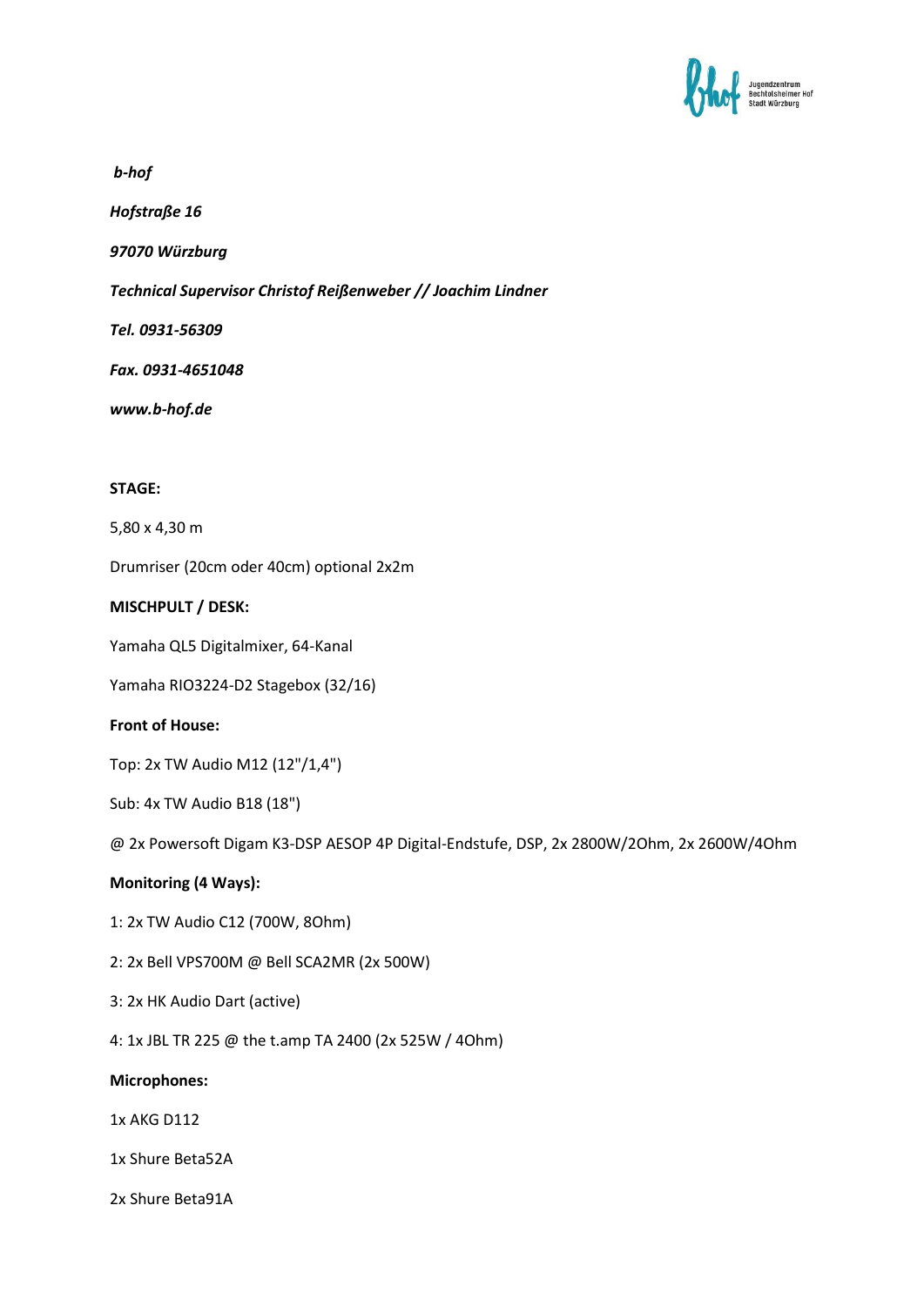*b-hof*

*Hofstraße 16*

*97070 Würzburg*

*Technical Supervisor Christof Reißenweber // Joachim Lindner*

*Tel. 0931-56309*

*Fax. 0931-4651048*

*www.b-hof.de*

**STAGE:**

5,80 x 4,30 m

Drumriser (20cm oder 40cm) optional 2x2m

**MISCHPULT / DESK:**

Yamaha QL5 Digitalmixer, 64-Kanal

Yamaha RIO3224-D2 Stagebox (32/16)

**Front of House:**

Top: 2x TW Audio M12 (12"/1,4")

Sub: 4x TW Audio B18 (18")

@ 2x Powersoft Digam K3-DSP AESOP 4P Digital-Endstufe, DSP, 2x 2800W/2Ohm, 2x 2600W/4Ohm

**Monitoring (4 Ways):**

1: 2x TW Audio C12 (700W, 8Ohm)

2: 2x Bell VPS700M @ Bell SCA2MR (2x 500W)

3: 2x HK Audio Dart (active)

4: 1x JBL TR 225 @ the t.amp TA 2400 (2x 525W / 4Ohm)

**Microphones:**

1x AKG D112

1x Shure Beta52A

2x Shure Beta91A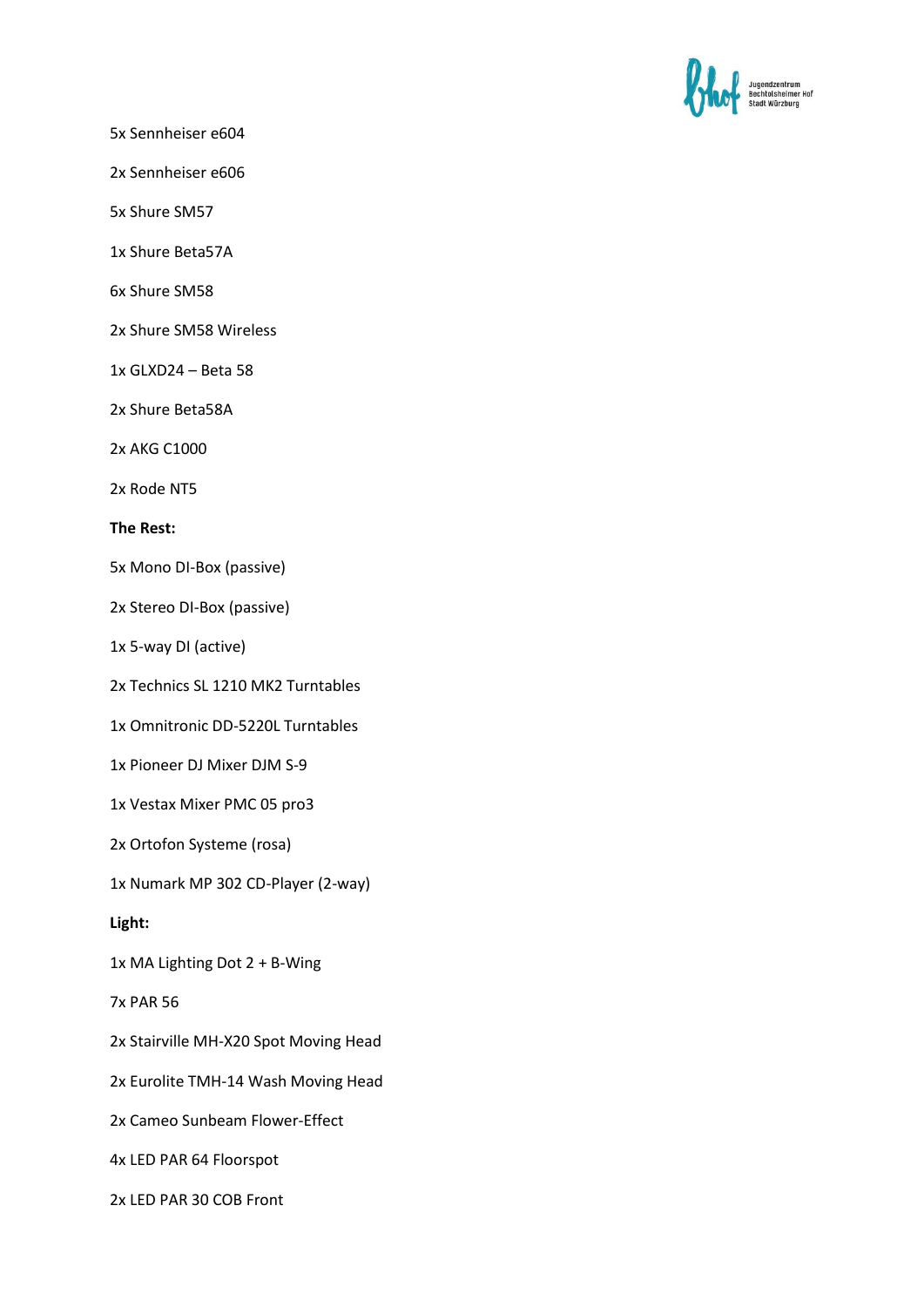5x Sennheiser e604

2x Sennheiser e606

5x Shure SM57

1x Shure Beta57A

6x Shure SM58

2x Shure SM58 Wireless

1x GLXD24 – Beta 58

2x Shure Beta58A

2x AKG C1000

2x Rode NT5

**The Rest:**

5x Mono DI-Box (passive)

2x Stereo DI-Box (passive)

1x 5-way DI (active)

2x Technics SL 1210 MK2 Turntables

1x Omnitronic DD-5220L Turntables

1x Pioneer DJ Mixer DJM S-9

1x Vestax Mixer PMC 05 pro3

2x Ortofon Systeme (rosa)

1x Numark MP 302 CD-Player (2-way)

**Light:**

1x MA Lighting Dot 2 + B-Wing

7x PAR 56

2x Stairville MH-X20 Spot Moving Head

2x Eurolite TMH-14 Wash Moving Head

2x Cameo Sunbeam Flower-Effect

4x LED PAR 64 Floorspot

2x LED PAR 30 COB Front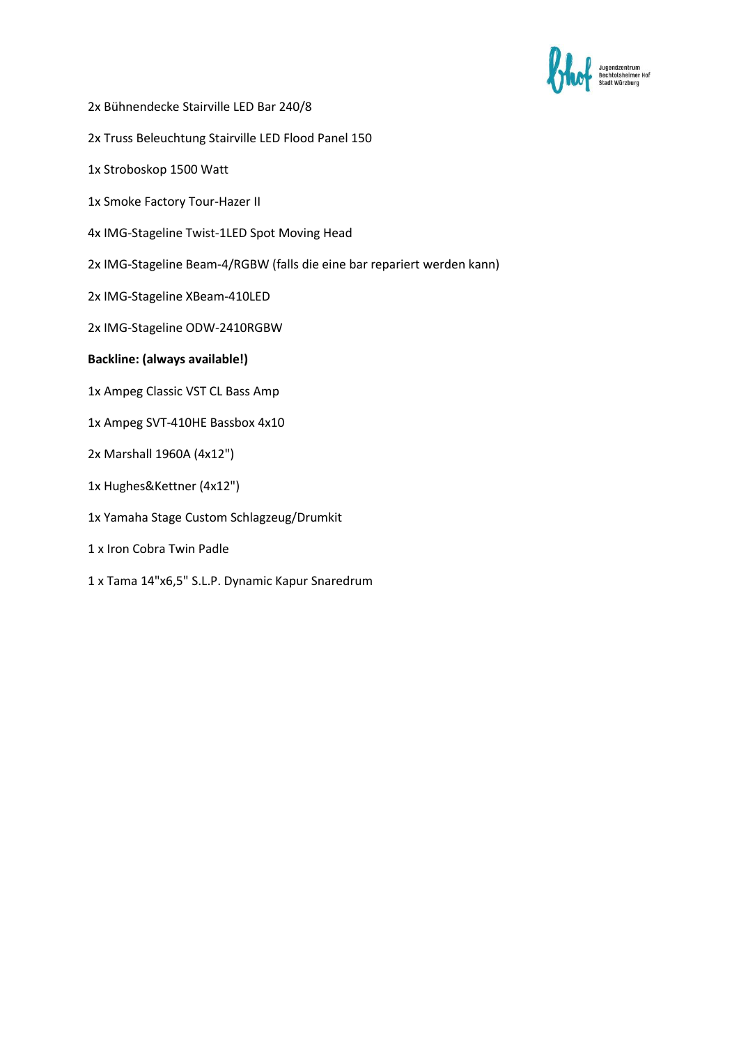2x Bühnendecke Stairville LED Bar 240/8

2x Truss Beleuchtung Stairville LED Flood Panel 150

1x Stroboskop 1500 Watt

1x Smoke Factory Tour-Hazer II

4x IMG-Stageline Twist-1LED Spot Moving Head

2x IMG-Stageline Beam-4/RGBW (falls die eine bar repariert werden kann)

2x IMG-Stageline XBeam-410LED

2x IMG-Stageline ODW-2410RGBW

**Backline: (always available!)**

1x Ampeg Classic VST CL Bass Amp

1x Ampeg SVT-410HE Bassbox 4x10

2x Marshall 1960A (4x12")

1x Hughes&Kettner (4x12")

1x Yamaha Stage Custom Schlagzeug/Drumkit

1 x Iron Cobra Twin Padle

1 x Tama 14"x6,5" S.L.P. Dynamic Kapur Snaredrum